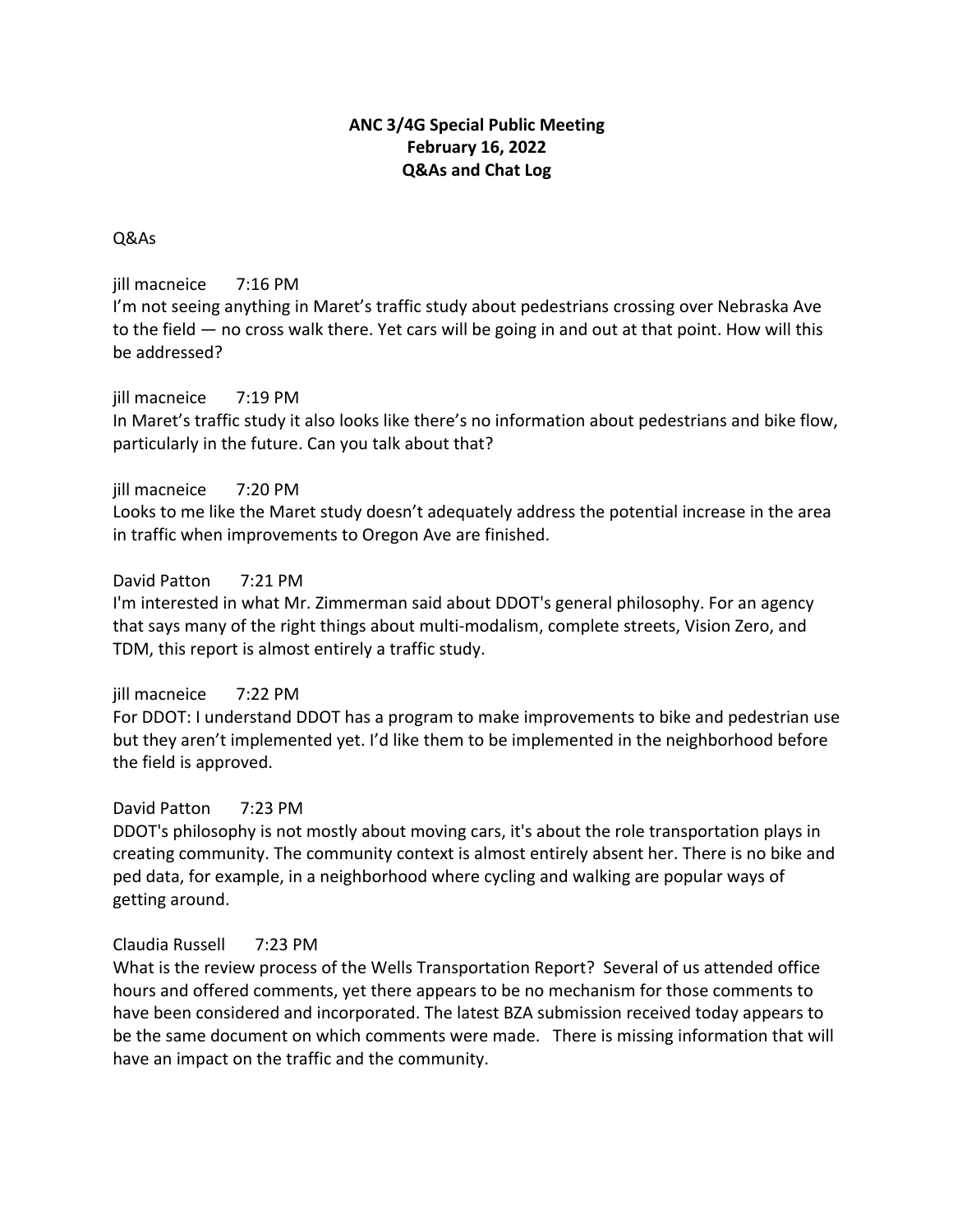**ANC 3/4G Special Public Meeting**
**February 16, 2022**
**Q&As and Chat Log**

Q&As

jill macneice 7:16 PM
I'm not seeing anything in Maret's traffic study about pedestrians crossing over Nebraska Ave to the field — no cross walk there. Yet cars will be going in and out at that point. How will this be addressed?

jill macneice 7:19 PM
In Maret's traffic study it also looks like there's no information about pedestrians and bike flow, particularly in the future. Can you talk about that?

jill macneice 7:20 PM
Looks to me like the Maret study doesn't adequately address the potential increase in the area in traffic when improvements to Oregon Ave are finished.

David Patton 7:21 PM
I'm interested in what Mr. Zimmerman said about DDOT's general philosophy. For an agency that says many of the right things about multi-modalism, complete streets, Vision Zero, and TDM, this report is almost entirely a traffic study.

jill macneice 7:22 PM
For DDOT: I understand DDOT has a program to make improvements to bike and pedestrian use but they aren't implemented yet. I'd like them to be implemented in the neighborhood before the field is approved.

David Patton 7:23 PM
DDOT's philosophy is not mostly about moving cars, it's about the role transportation plays in creating community. The community context is almost entirely absent her. There is no bike and ped data, for example, in a neighborhood where cycling and walking are popular ways of getting around.

Claudia Russell 7:23 PM
What is the review process of the Wells Transportation Report? Several of us attended office hours and offered comments, yet there appears to be no mechanism for those comments to have been considered and incorporated. The latest BZA submission received today appears to be the same document on which comments were made. There is missing information that will have an impact on the traffic and the community.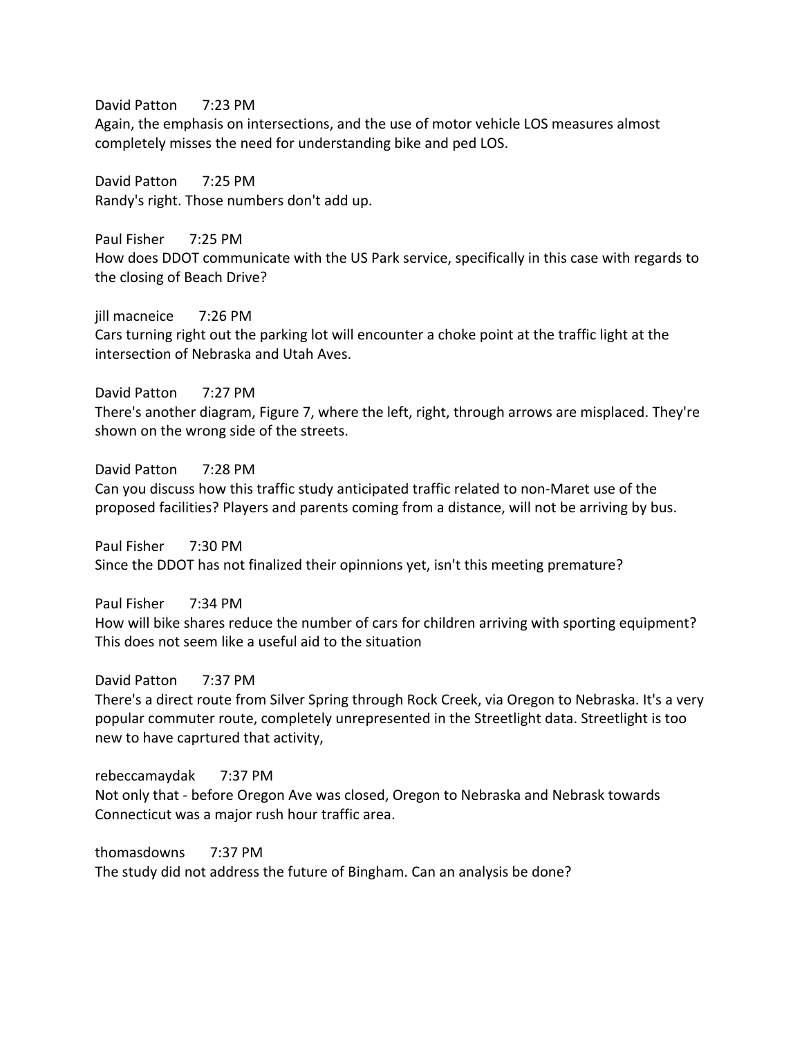David Patton 7:23 PM
Again, the emphasis on intersections, and the use of motor vehicle LOS measures almost completely misses the need for understanding bike and ped LOS.

David Patton 7:25 PM
Randy's right. Those numbers don't add up.

Paul Fisher 7:25 PM
How does DDOT communicate with the US Park service, specifically in this case with regards to the closing of Beach Drive?

jill macneice 7:26 PM
Cars turning right out the parking lot will encounter a choke point at the traffic light at the intersection of Nebraska and Utah Aves.

David Patton 7:27 PM
There's another diagram, Figure 7, where the left, right, through arrows are misplaced. They're shown on the wrong side of the streets.

David Patton 7:28 PM
Can you discuss how this traffic study anticipated traffic related to non-Maret use of the proposed facilities? Players and parents coming from a distance, will not be arriving by bus.

Paul Fisher 7:30 PM
Since the DDOT has not finalized their opinnions yet, isn't this meeting premature?

Paul Fisher 7:34 PM
How will bike shares reduce the number of cars for children arriving with sporting equipment? This does not seem like a useful aid to the situation

David Patton 7:37 PM
There's a direct route from Silver Spring through Rock Creek, via Oregon to Nebraska. It's a very popular commuter route, completely unrepresented in the Streetlight data. Streetlight is too new to have caprtured that activity,

rebeccamaydak 7:37 PM
Not only that - before Oregon Ave was closed, Oregon to Nebraska and Nebrask towards Connecticut was a major rush hour traffic area.

thomasdowns 7:37 PM
The study did not address the future of Bingham. Can an analysis be done?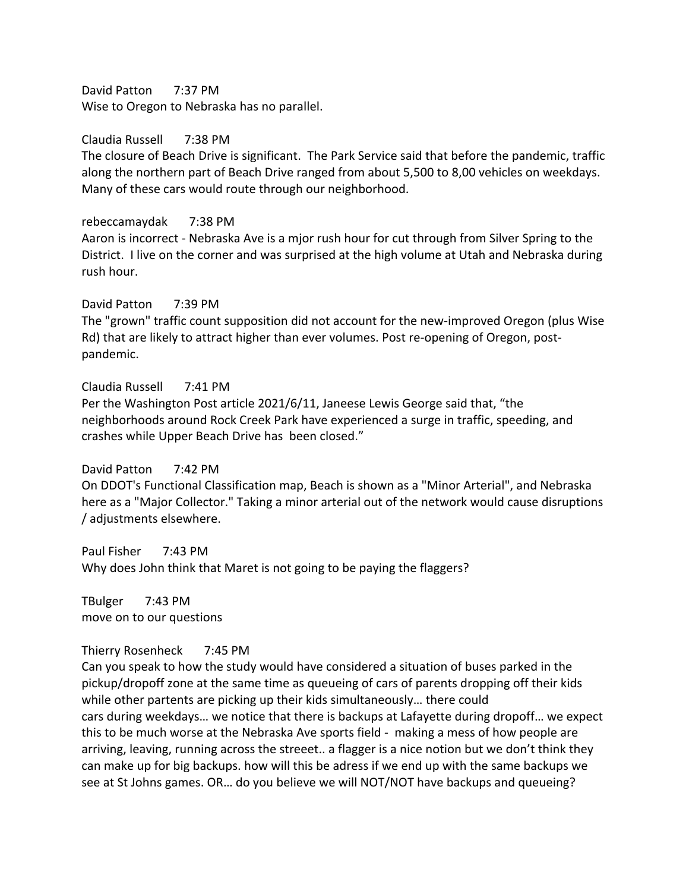David Patton    7:37 PM
Wise to Oregon to Nebraska has no parallel.

Claudia Russell    7:38 PM
The closure of Beach Drive is significant. The Park Service said that before the pandemic, traffic along the northern part of Beach Drive ranged from about 5,500 to 8,00 vehicles on weekdays. Many of these cars would route through our neighborhood.

rebeccamaydak    7:38 PM
Aaron is incorrect - Nebraska Ave is a mjor rush hour for cut through from Silver Spring to the District. I live on the corner and was surprised at the high volume at Utah and Nebraska during rush hour.

David Patton    7:39 PM
The "grown" traffic count supposition did not account for the new-improved Oregon (plus Wise Rd) that are likely to attract higher than ever volumes. Post re-opening of Oregon, post-pandemic.

Claudia Russell    7:41 PM
Per the Washington Post article 2021/6/11, Janeese Lewis George said that, "the neighborhoods around Rock Creek Park have experienced a surge in traffic, speeding, and crashes while Upper Beach Drive has been closed."

David Patton    7:42 PM
On DDOT's Functional Classification map, Beach is shown as a "Minor Arterial", and Nebraska here as a "Major Collector." Taking a minor arterial out of the network would cause disruptions / adjustments elsewhere.

Paul Fisher    7:43 PM
Why does John think that Maret is not going to be paying the flaggers?

TBulger    7:43 PM
move on to our questions

Thierry Rosenheck    7:45 PM
Can you speak to how the study would have considered a situation of buses parked in the pickup/dropoff zone at the same time as queueing of cars of parents dropping off their kids while other partents are picking up their kids simultaneously… there could
cars during weekdays… we notice that there is backups at Lafayette during dropoff… we expect this to be much worse at the Nebraska Ave sports field - making a mess of how people are arriving, leaving, running across the streeet.. a flagger is a nice notion but we don't think they can make up for big backups. how will this be adress if we end up with the same backups we see at St Johns games. OR… do you believe we will NOT/NOT have backups and queueing?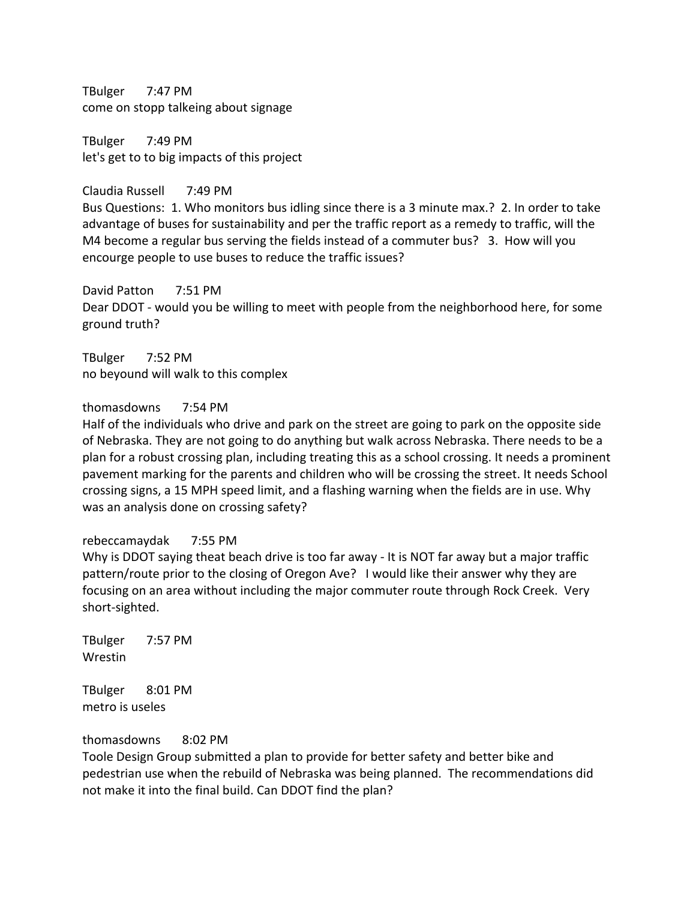TBulger 7:47 PM
come on stopp talkeing about signage

TBulger 7:49 PM
let's get to to big impacts of this project

Claudia Russell 7:49 PM
Bus Questions: 1. Who monitors bus idling since there is a 3 minute max.? 2. In order to take advantage of buses for sustainability and per the traffic report as a remedy to traffic, will the M4 become a regular bus serving the fields instead of a commuter bus? 3. How will you encourge people to use buses to reduce the traffic issues?

David Patton 7:51 PM
Dear DDOT - would you be willing to meet with people from the neighborhood here, for some ground truth?

TBulger 7:52 PM
no beyound will walk to this complex

thomasdowns 7:54 PM
Half of the individuals who drive and park on the street are going to park on the opposite side of Nebraska. They are not going to do anything but walk across Nebraska. There needs to be a plan for a robust crossing plan, including treating this as a school crossing. It needs a prominent pavement marking for the parents and children who will be crossing the street. It needs School crossing signs, a 15 MPH speed limit, and a flashing warning when the fields are in use. Why was an analysis done on crossing safety?

rebeccamaydak 7:55 PM
Why is DDOT saying theat beach drive is too far away - It is NOT far away but a major traffic pattern/route prior to the closing of Oregon Ave? I would like their answer why they are focusing on an area without including the major commuter route through Rock Creek. Very short-sighted.

TBulger 7:57 PM
Wrestin

TBulger 8:01 PM
metro is useles

thomasdowns 8:02 PM
Toole Design Group submitted a plan to provide for better safety and better bike and pedestrian use when the rebuild of Nebraska was being planned. The recommendations did not make it into the final build. Can DDOT find the plan?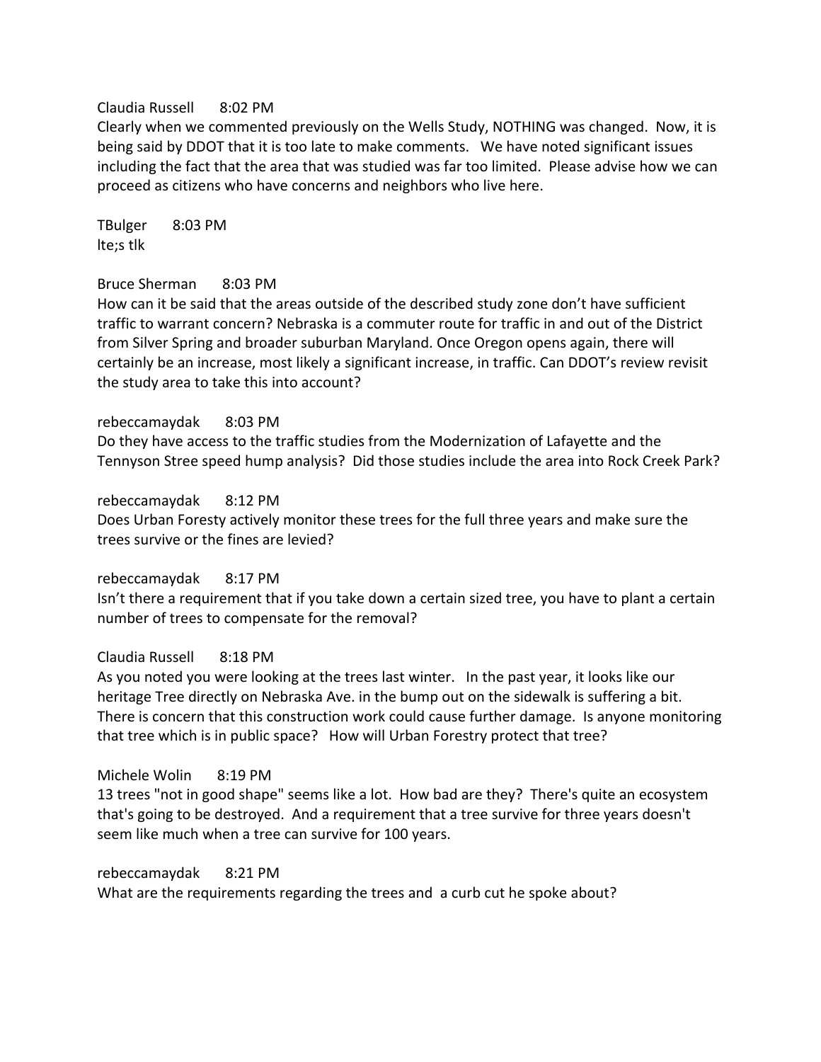Claudia Russell 8:02 PM
Clearly when we commented previously on the Wells Study, NOTHING was changed. Now, it is being said by DDOT that it is too late to make comments. We have noted significant issues including the fact that the area that was studied was far too limited. Please advise how we can proceed as citizens who have concerns and neighbors who live here.

TBulger 8:03 PM
lte;s tlk

Bruce Sherman 8:03 PM
How can it be said that the areas outside of the described study zone don't have sufficient traffic to warrant concern? Nebraska is a commuter route for traffic in and out of the District from Silver Spring and broader suburban Maryland. Once Oregon opens again, there will certainly be an increase, most likely a significant increase, in traffic. Can DDOT's review revisit the study area to take this into account?

rebeccamaydak 8:03 PM
Do they have access to the traffic studies from the Modernization of Lafayette and the Tennyson Stree speed hump analysis? Did those studies include the area into Rock Creek Park?

rebeccamaydak 8:12 PM
Does Urban Foresty actively monitor these trees for the full three years and make sure the trees survive or the fines are levied?

rebeccamaydak 8:17 PM
Isn't there a requirement that if you take down a certain sized tree, you have to plant a certain number of trees to compensate for the removal?

Claudia Russell 8:18 PM
As you noted you were looking at the trees last winter. In the past year, it looks like our heritage Tree directly on Nebraska Ave. in the bump out on the sidewalk is suffering a bit. There is concern that this construction work could cause further damage. Is anyone monitoring that tree which is in public space? How will Urban Forestry protect that tree?

Michele Wolin 8:19 PM
13 trees "not in good shape" seems like a lot. How bad are they? There's quite an ecosystem that's going to be destroyed. And a requirement that a tree survive for three years doesn't seem like much when a tree can survive for 100 years.

rebeccamaydak 8:21 PM
What are the requirements regarding the trees and a curb cut he spoke about?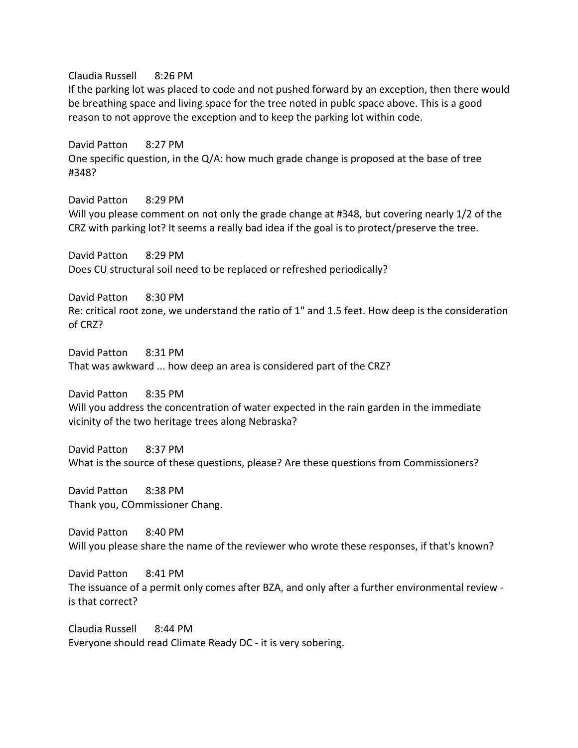Claudia Russell 8:26 PM
If the parking lot was placed to code and not pushed forward by an exception, then there would be breathing space and living space for the tree noted in publc space above. This is a good reason to not approve the exception and to keep the parking lot within code.

David Patton 8:27 PM
One specific question, in the Q/A: how much grade change is proposed at the base of tree #348?

David Patton 8:29 PM
Will you please comment on not only the grade change at #348, but covering nearly 1/2 of the CRZ with parking lot? It seems a really bad idea if the goal is to protect/preserve the tree.

David Patton 8:29 PM
Does CU structural soil need to be replaced or refreshed periodically?

David Patton 8:30 PM
Re: critical root zone, we understand the ratio of 1" and 1.5 feet. How deep is the consideration of CRZ?

David Patton 8:31 PM
That was awkward ... how deep an area is considered part of the CRZ?

David Patton 8:35 PM
Will you address the concentration of water expected in the rain garden in the immediate vicinity of the two heritage trees along Nebraska?

David Patton 8:37 PM
What is the source of these questions, please? Are these questions from Commissioners?

David Patton 8:38 PM
Thank you, COmmissioner Chang.

David Patton 8:40 PM
Will you please share the name of the reviewer who wrote these responses, if that's known?

David Patton 8:41 PM
The issuance of a permit only comes after BZA, and only after a further environmental review - is that correct?

Claudia Russell 8:44 PM
Everyone should read Climate Ready DC - it is very sobering.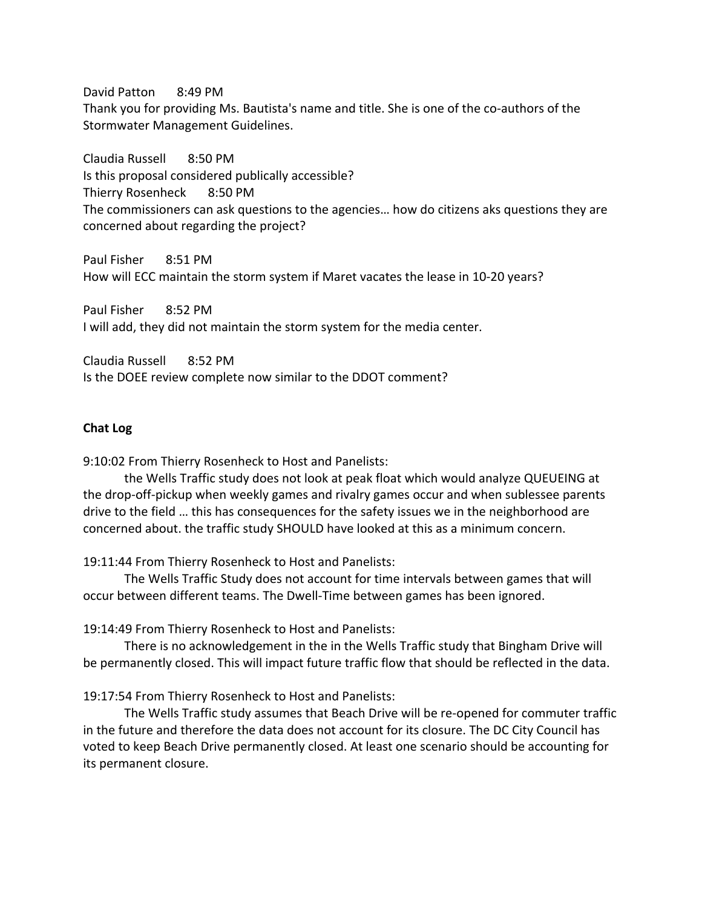David Patton 8:49 PM
Thank you for providing Ms. Bautista's name and title. She is one of the co-authors of the Stormwater Management Guidelines.

Claudia Russell 8:50 PM
Is this proposal considered publically accessible?
Thierry Rosenheck 8:50 PM
The commissioners can ask questions to the agencies… how do citizens aks questions they are concerned about regarding the project?

Paul Fisher 8:51 PM
How will ECC maintain the storm system if Maret vacates the lease in 10-20 years?

Paul Fisher 8:52 PM
I will add, they did not maintain the storm system for the media center.

Claudia Russell 8:52 PM
Is the DOEE review complete now similar to the DDOT comment?

**Chat Log**

9:10:02 From Thierry Rosenheck to Host and Panelists:
the Wells Traffic study does not look at peak float which would analyze QUEUEING at the drop-off-pickup when weekly games and rivalry games occur and when sublessee parents drive to the field … this has consequences for the safety issues we in the neighborhood are concerned about. the traffic study SHOULD have looked at this as a minimum concern.

19:11:44 From Thierry Rosenheck to Host and Panelists:
The Wells Traffic Study does not account for time intervals between games that will occur between different teams. The Dwell-Time between games has been ignored.

19:14:49 From Thierry Rosenheck to Host and Panelists:
There is no acknowledgement in the in the Wells Traffic study that Bingham Drive will be permanently closed. This will impact future traffic flow that should be reflected in the data.

19:17:54 From Thierry Rosenheck to Host and Panelists:
The Wells Traffic study assumes that Beach Drive will be re-opened for commuter traffic in the future and therefore the data does not account for its closure. The DC City Council has voted to keep Beach Drive permanently closed. At least one scenario should be accounting for its permanent closure.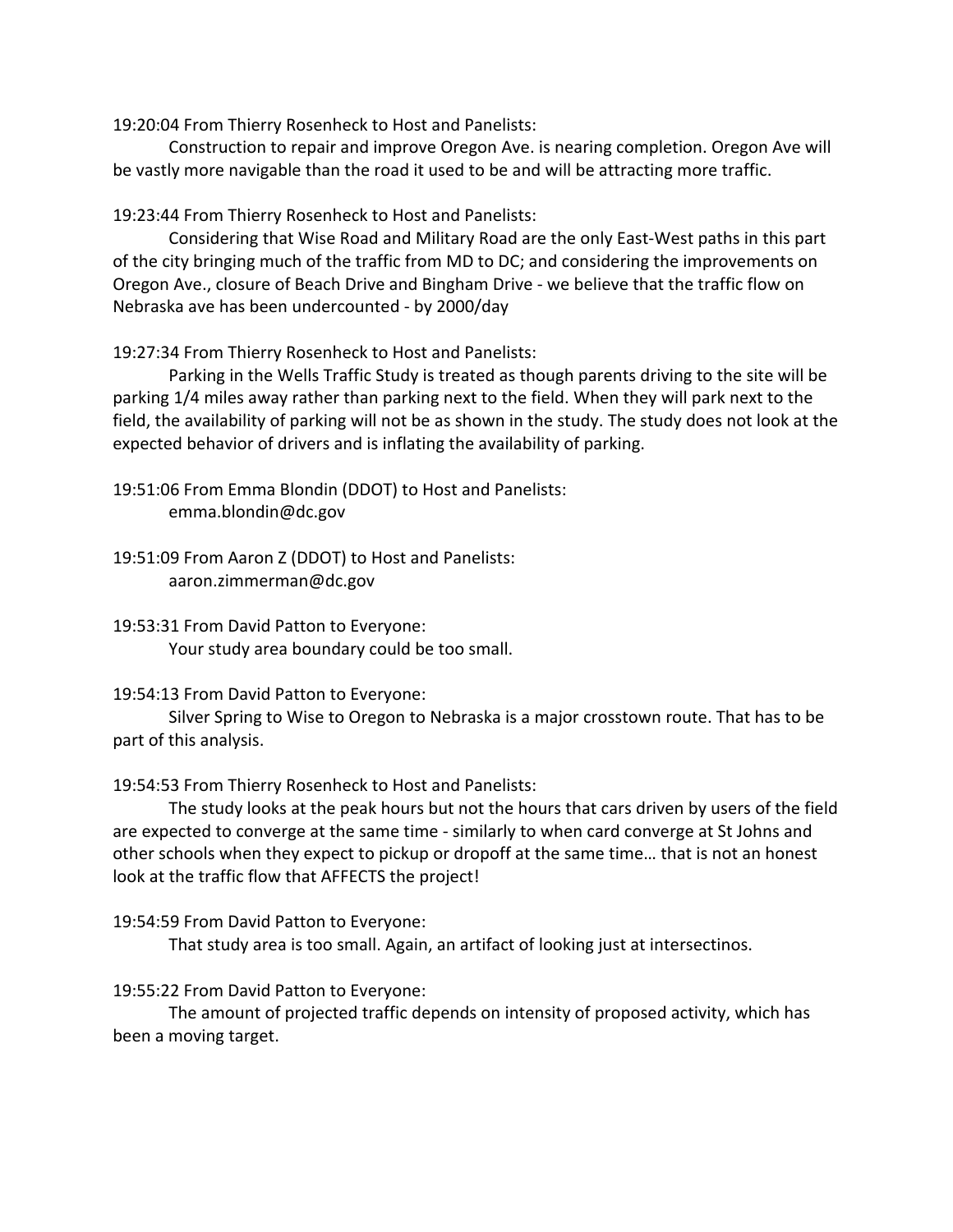19:20:04 From Thierry Rosenheck to Host and Panelists:

Construction to repair and improve Oregon Ave. is nearing completion. Oregon Ave will be vastly more navigable than the road it used to be and will be attracting more traffic.

19:23:44 From Thierry Rosenheck to Host and Panelists:

Considering that Wise Road and Military Road are the only East-West paths in this part of the city bringing much of the traffic from MD to DC; and considering the improvements on Oregon Ave., closure of Beach Drive and Bingham Drive - we believe that the traffic flow on Nebraska ave has been undercounted - by 2000/day

19:27:34 From Thierry Rosenheck to Host and Panelists:

Parking in the Wells Traffic Study is treated as though parents driving to the site will be parking 1/4 miles away rather than parking next to the field. When they will park next to the field, the availability of parking will not be as shown in the study. The study does not look at the expected behavior of drivers and is inflating the availability of parking.

19:51:06 From Emma Blondin (DDOT) to Host and Panelists:

emma.blondin@dc.gov

19:51:09 From Aaron Z (DDOT) to Host and Panelists:

aaron.zimmerman@dc.gov

19:53:31 From David Patton to Everyone:

Your study area boundary could be too small.

19:54:13 From David Patton to Everyone:

Silver Spring to Wise to Oregon to Nebraska is a major crosstown route. That has to be part of this analysis.

19:54:53 From Thierry Rosenheck to Host and Panelists:

The study looks at the peak hours but not the hours that cars driven by users of the field are expected to converge at the same time - similarly to when card converge at St Johns and other schools when they expect to pickup or dropoff at the same time… that is not an honest look at the traffic flow that AFFECTS the project!

19:54:59 From David Patton to Everyone:

That study area is too small. Again, an artifact of looking just at intersectinos.

19:55:22 From David Patton to Everyone:

The amount of projected traffic depends on intensity of proposed activity, which has been a moving target.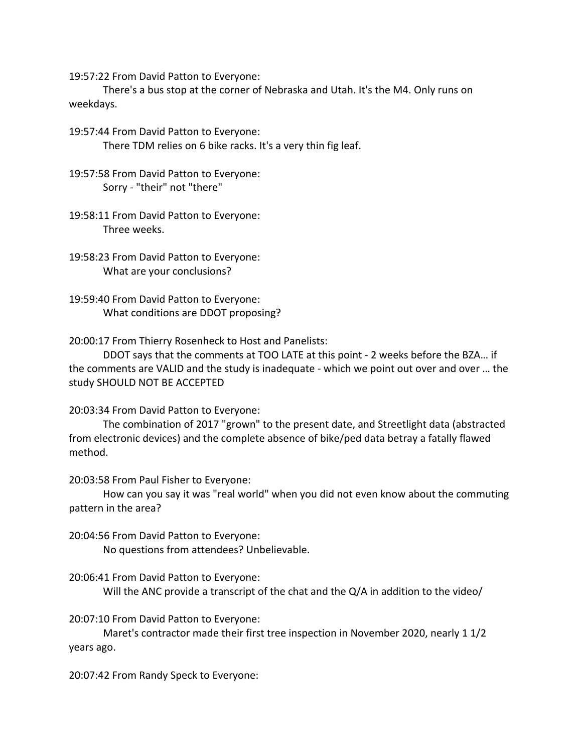19:57:22 From David Patton to Everyone:

There's a bus stop at the corner of Nebraska and Utah. It's the M4. Only runs on weekdays.

19:57:44 From David Patton to Everyone:

There TDM relies on 6 bike racks. It's a very thin fig leaf.

19:57:58 From David Patton to Everyone:

Sorry - "their" not "there"

19:58:11 From David Patton to Everyone:

Three weeks.

19:58:23 From David Patton to Everyone:

What are your conclusions?

19:59:40 From David Patton to Everyone:

What conditions are DDOT proposing?

20:00:17 From Thierry Rosenheck to Host and Panelists:

DDOT says that the comments at TOO LATE at this point - 2 weeks before the BZA… if the comments are VALID and the study is inadequate - which we point out over and over … the study SHOULD NOT BE ACCEPTED

20:03:34 From David Patton to Everyone:

The combination of 2017 "grown" to the present date, and Streetlight data (abstracted from electronic devices) and the complete absence of bike/ped data betray a fatally flawed method.

20:03:58 From Paul Fisher to Everyone:

How can you say it was "real world" when you did not even know about the commuting pattern in the area?

20:04:56 From David Patton to Everyone:

No questions from attendees? Unbelievable.

20:06:41 From David Patton to Everyone:

Will the ANC provide a transcript of the chat and the Q/A in addition to the video/

20:07:10 From David Patton to Everyone:

Maret's contractor made their first tree inspection in November 2020, nearly 1 1/2 years ago.

20:07:42 From Randy Speck to Everyone: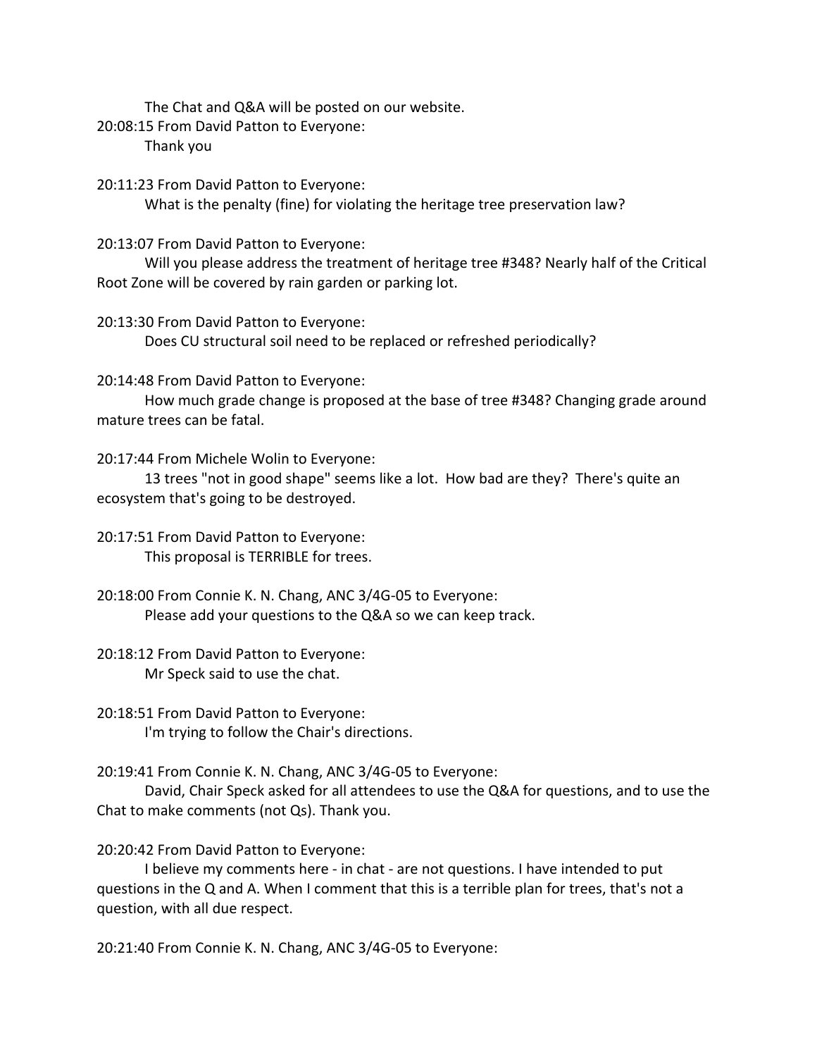The Chat and Q&A will be posted on our website.

20:08:15 From David Patton to Everyone:
Thank you

20:11:23 From David Patton to Everyone:
What is the penalty (fine) for violating the heritage tree preservation law?

20:13:07 From David Patton to Everyone:
Will you please address the treatment of heritage tree #348? Nearly half of the Critical Root Zone will be covered by rain garden or parking lot.

20:13:30 From David Patton to Everyone:
Does CU structural soil need to be replaced or refreshed periodically?

20:14:48 From David Patton to Everyone:
How much grade change is proposed at the base of tree #348? Changing grade around mature trees can be fatal.

20:17:44 From Michele Wolin to Everyone:
13 trees "not in good shape" seems like a lot. How bad are they? There's quite an ecosystem that's going to be destroyed.

20:17:51 From David Patton to Everyone:
This proposal is TERRIBLE for trees.

20:18:00 From Connie K. N. Chang, ANC 3/4G-05 to Everyone:
Please add your questions to the Q&A so we can keep track.

20:18:12 From David Patton to Everyone:
Mr Speck said to use the chat.

20:18:51 From David Patton to Everyone:
I'm trying to follow the Chair's directions.

20:19:41 From Connie K. N. Chang, ANC 3/4G-05 to Everyone:
David, Chair Speck asked for all attendees to use the Q&A for questions, and to use the Chat to make comments (not Qs). Thank you.

20:20:42 From David Patton to Everyone:
I believe my comments here - in chat - are not questions. I have intended to put questions in the Q and A. When I comment that this is a terrible plan for trees, that's not a question, with all due respect.

20:21:40 From Connie K. N. Chang, ANC 3/4G-05 to Everyone: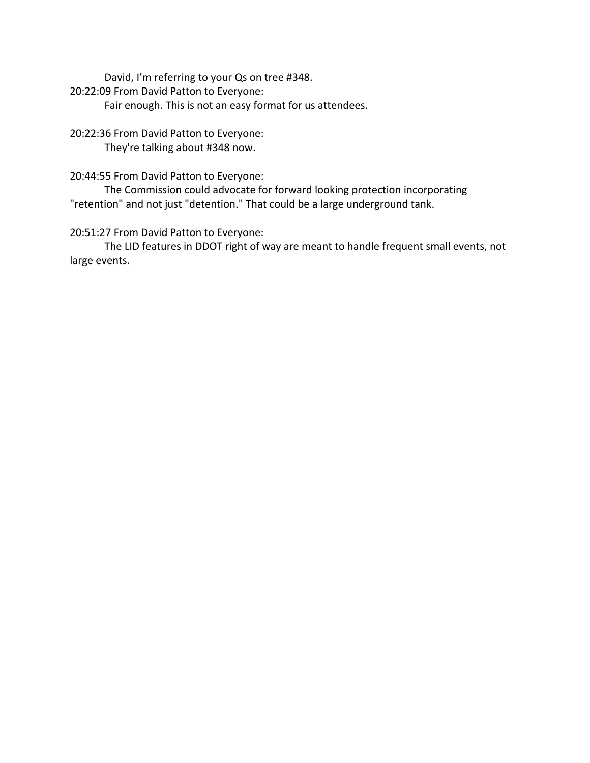David, I'm referring to your Qs on tree #348.

20:22:09 From David Patton to Everyone:

Fair enough. This is not an easy format for us attendees.

20:22:36 From David Patton to Everyone:

They're talking about #348 now.

20:44:55 From David Patton to Everyone:

The Commission could advocate for forward looking protection incorporating "retention" and not just "detention." That could be a large underground tank.

20:51:27 From David Patton to Everyone:

The LID features in DDOT right of way are meant to handle frequent small events, not large events.